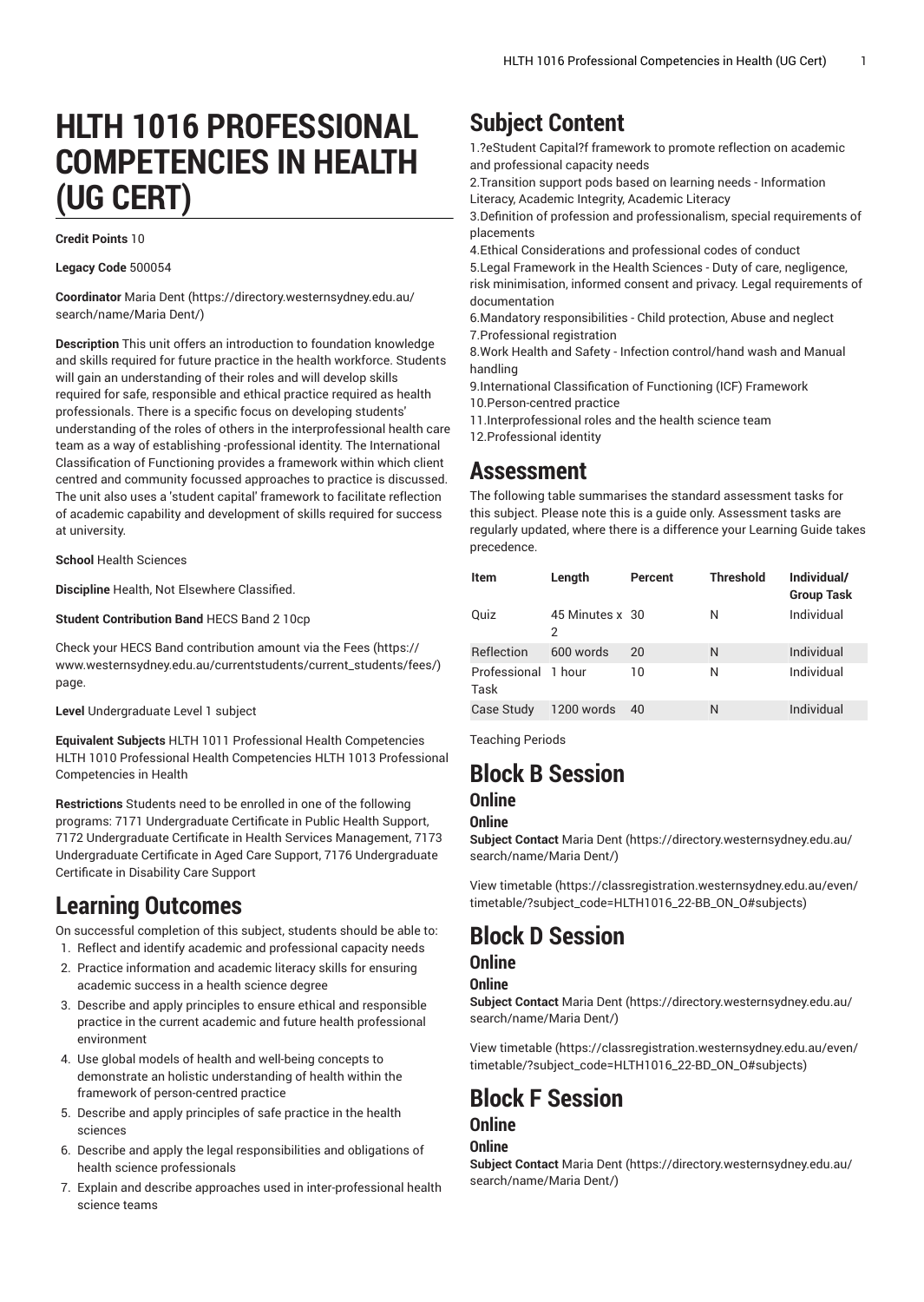# HLTH 1016 PROFESSIONAL COMPETENCIES IN HEALTH (UG CERT)

**Credit Points** 10

**Legacy Code** 500054

**Coordinator** Maria Dent (https://directory.westernsydney.edu.au/search/name/Maria Dent/)

**Description** This unit offers an introduction to foundation knowledge and skills required for future practice in the health workforce. Students will gain an understanding of their roles and will develop skills required for safe, responsible and ethical practice required as health professionals. There is a specific focus on developing students' understanding of the roles of others in the interprofessional health care team as a way of establishing -professional identity. The International Classification of Functioning provides a framework within which client centred and community focussed approaches to practice is discussed. The unit also uses a 'student capital' framework to facilitate reflection of academic capability and development of skills required for success at university.

**School** Health Sciences

**Discipline** Health, Not Elsewhere Classified.

**Student Contribution Band** HECS Band 2 10cp

Check your HECS Band contribution amount via the Fees (https://www.westernsydney.edu.au/currentstudents/current_students/fees/) page.

**Level** Undergraduate Level 1 subject

**Equivalent Subjects** HLTH 1011 Professional Health Competencies HLTH 1010 Professional Health Competencies HLTH 1013 Professional Competencies in Health

**Restrictions** Students need to be enrolled in one of the following programs: 7171 Undergraduate Certificate in Public Health Support, 7172 Undergraduate Certificate in Health Services Management, 7173 Undergraduate Certificate in Aged Care Support, 7176 Undergraduate Certificate in Disability Care Support

## Learning Outcomes

On successful completion of this subject, students should be able to:

1. Reflect and identify academic and professional capacity needs
2. Practice information and academic literacy skills for ensuring academic success in a health science degree
3. Describe and apply principles to ensure ethical and responsible practice in the current academic and future health professional environment
4. Use global models of health and well-being concepts to demonstrate an holistic understanding of health within the framework of person-centred practice
5. Describe and apply principles of safe practice in the health sciences
6. Describe and apply the legal responsibilities and obligations of health science professionals
7. Explain and describe approaches used in inter-professional health science teams

## Subject Content

1.?eStudent Capital?f framework to promote reflection on academic and professional capacity needs
2.Transition support pods based on learning needs - Information Literacy, Academic Integrity, Academic Literacy
3.Definition of profession and professionalism, special requirements of placements
4.Ethical Considerations and professional codes of conduct
5.Legal Framework in the Health Sciences - Duty of care, negligence, risk minimisation, informed consent and privacy. Legal requirements of documentation
6.Mandatory responsibilities - Child protection, Abuse and neglect
7.Professional registration
8.Work Health and Safety - Infection control/hand wash and Manual handling
9.International Classification of Functioning (ICF) Framework
10.Person-centred practice
11.Interprofessional roles and the health science team
12.Professional identity

## Assessment

The following table summarises the standard assessment tasks for this subject. Please note this is a guide only. Assessment tasks are regularly updated, where there is a difference your Learning Guide takes precedence.

| Item | Length | Percent | Threshold | Individual/ Group Task |
|---|---|---|---|---|
| Quiz | 45 Minutes x 2 | 30 | N | Individual |
| Reflection | 600 words | 20 | N | Individual |
| Professional Task | 1 hour | 10 | N | Individual |
| Case Study | 1200 words | 40 | N | Individual |

Teaching Periods

## Block B Session

### Online

#### Online

**Subject Contact** Maria Dent (https://directory.westernsydney.edu.au/search/name/Maria Dent/)

View timetable (https://classregistration.westernsydney.edu.au/even/timetable/?subject_code=HLTH1016_22-BB_ON_O#subjects)

## Block D Session

### Online

#### Online

**Subject Contact** Maria Dent (https://directory.westernsydney.edu.au/search/name/Maria Dent/)

View timetable (https://classregistration.westernsydney.edu.au/even/timetable/?subject_code=HLTH1016_22-BD_ON_O#subjects)

## Block F Session

### Online

#### Online

**Subject Contact** Maria Dent (https://directory.westernsydney.edu.au/search/name/Maria Dent/)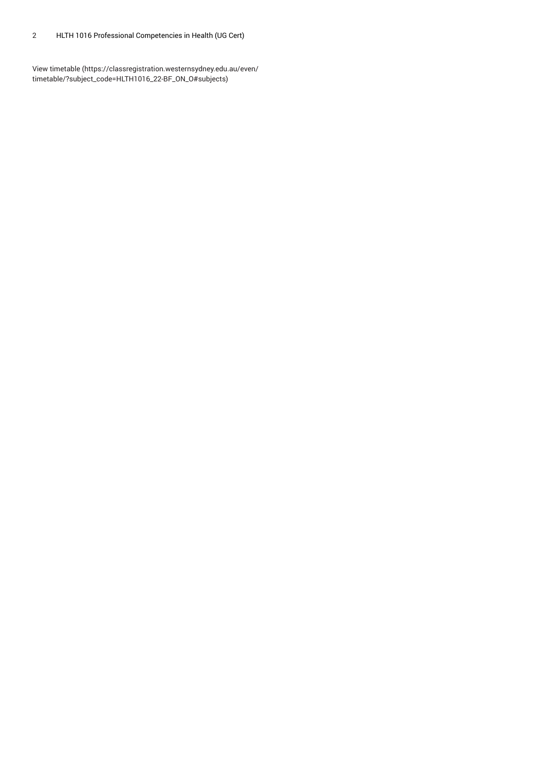View timetable (https://classregistration.westernsydney.edu.au/even/timetable/?subject_code=HLTH1016_22-BF_ON_O#subjects)